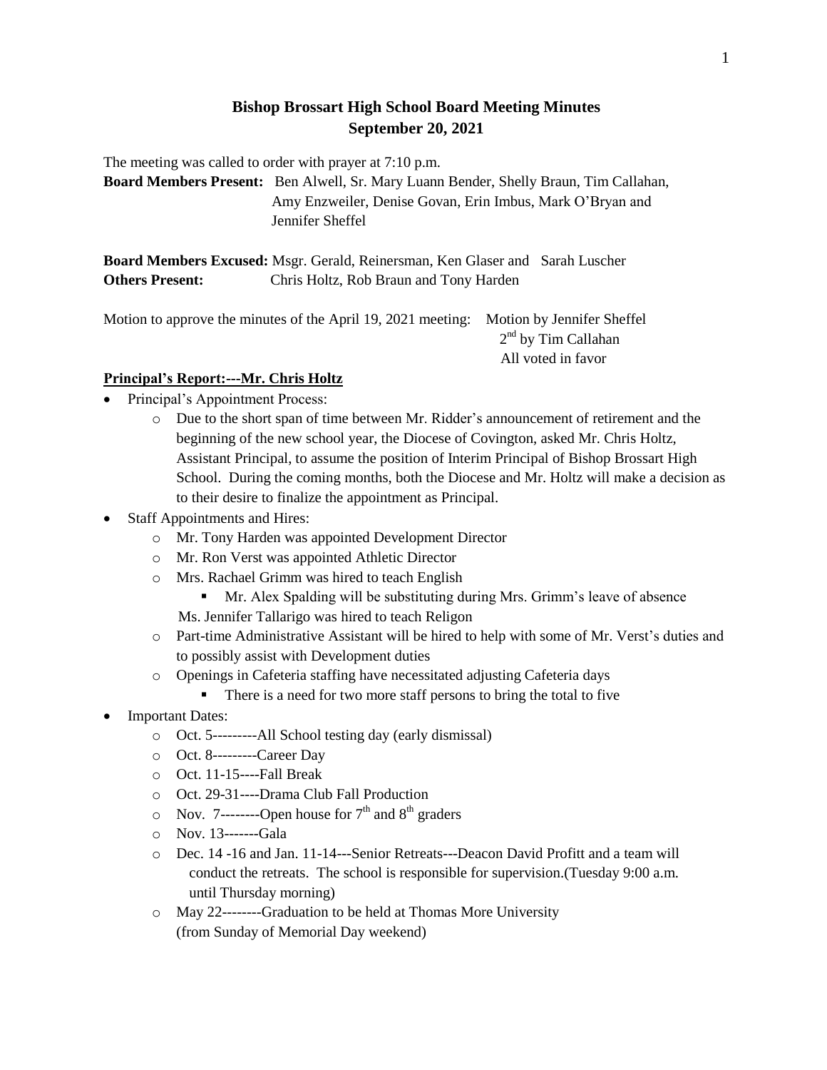# Bishop Brossart High School Board Meeting Minutes
## September 20, 2021

The meeting was called to order with prayer at 7:10 p.m.

**Board Members Present:** Ben Alwell, Sr. Mary Luann Bender, Shelly Braun, Tim Callahan, Amy Enzweiler, Denise Govan, Erin Imbus, Mark O'Bryan and Jennifer Sheffel

**Board Members Excused:** Msgr. Gerald, Reinersman, Ken Glaser and Sarah Luscher

**Others Present:** Chris Holtz, Rob Braun and Tony Harden

Motion to approve the minutes of the April 19, 2021 meeting: Motion by Jennifer Sheffel
2nd by Tim Callahan
All voted in favor

**Principal's Report:---Mr. Chris Holtz**

- Principal's Appointment Process:
  - Due to the short span of time between Mr. Ridder's announcement of retirement and the beginning of the new school year, the Diocese of Covington, asked Mr. Chris Holtz, Assistant Principal, to assume the position of Interim Principal of Bishop Brossart High School. During the coming months, both the Diocese and Mr. Holtz will make a decision as to their desire to finalize the appointment as Principal.
- Staff Appointments and Hires:
  - Mr. Tony Harden was appointed Development Director
  - Mr. Ron Verst was appointed Athletic Director
  - Mrs. Rachael Grimm was hired to teach English
    - Mr. Alex Spalding will be substituting during Mrs. Grimm's leave of absence

    Ms. Jennifer Tallarigo was hired to teach Religon
  - Part-time Administrative Assistant will be hired to help with some of Mr. Verst's duties and to possibly assist with Development duties
  - Openings in Cafeteria staffing have necessitated adjusting Cafeteria days
    - There is a need for two more staff persons to bring the total to five
- Important Dates:
  - Oct. 5---------All School testing day (early dismissal)
  - Oct. 8---------Career Day
  - Oct. 11-15----Fall Break
  - Oct. 29-31----Drama Club Fall Production
  - Nov. 7--------Open house for 7th and 8th graders
  - Nov. 13-------Gala
  - Dec. 14 -16 and Jan. 11-14---Senior Retreats---Deacon David Profitt and a team will conduct the retreats. The school is responsible for supervision.(Tuesday 9:00 a.m. until Thursday morning)
  - May 22--------Graduation to be held at Thomas More University (from Sunday of Memorial Day weekend)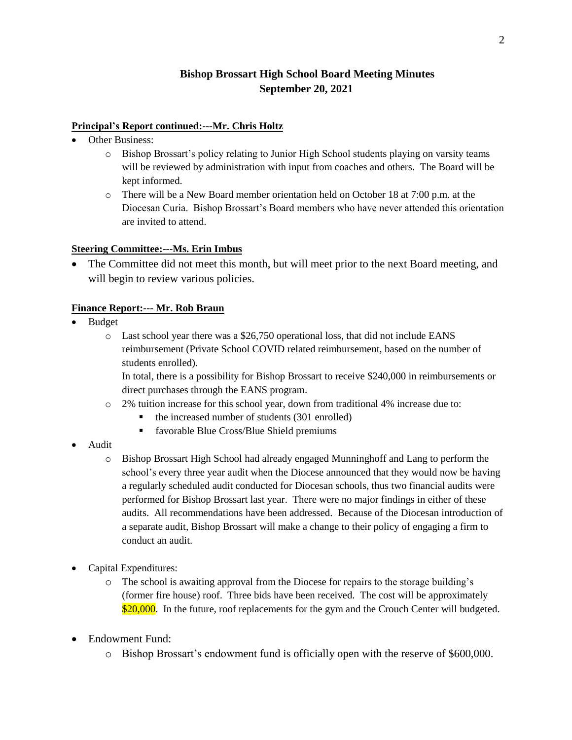# Bishop Brossart High School Board Meeting Minutes
## September 20, 2021

**Principal's Report continued:---Mr. Chris Holtz**

- Other Business:
  - Bishop Brossart's policy relating to Junior High School students playing on varsity teams will be reviewed by administration with input from coaches and others. The Board will be kept informed.
  - There will be a New Board member orientation held on October 18 at 7:00 p.m. at the Diocesan Curia. Bishop Brossart's Board members who have never attended this orientation are invited to attend.

**Steering Committee:---Ms. Erin Imbus**

- The Committee did not meet this month, but will meet prior to the next Board meeting, and will begin to review various policies.

**Finance Report:--- Mr. Rob Braun**

- Budget
  - Last school year there was a $26,750 operational loss, that did not include EANS reimbursement (Private School COVID related reimbursement, based on the number of students enrolled).

    In total, there is a possibility for Bishop Brossart to receive $240,000 in reimbursements or direct purchases through the EANS program.
  - 2% tuition increase for this school year, down from traditional 4% increase due to:
    - the increased number of students (301 enrolled)
    - favorable Blue Cross/Blue Shield premiums
- Audit
  - Bishop Brossart High School had already engaged Munninghoff and Lang to perform the school's every three year audit when the Diocese announced that they would now be having a regularly scheduled audit conducted for Diocesan schools, thus two financial audits were performed for Bishop Brossart last year. There were no major findings in either of these audits. All recommendations have been addressed. Because of the Diocesan introduction of a separate audit, Bishop Brossart will make a change to their policy of engaging a firm to conduct an audit.
- Capital Expenditures:
  - The school is awaiting approval from the Diocese for repairs to the storage building's (former fire house) roof. Three bids have been received. The cost will be approximately $20,000. In the future, roof replacements for the gym and the Crouch Center will budgeted.
- Endowment Fund:
  - Bishop Brossart's endowment fund is officially open with the reserve of $600,000.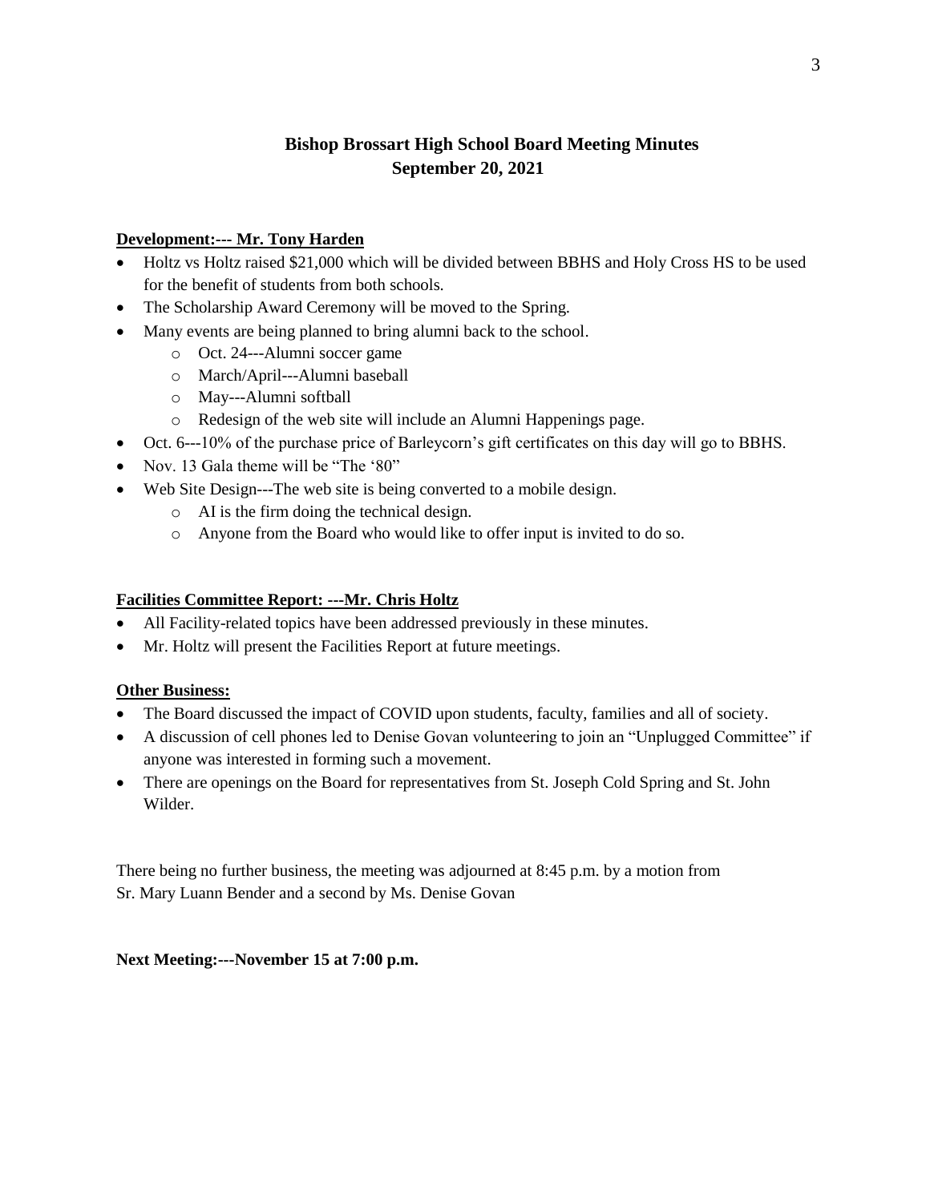# Bishop Brossart High School Board Meeting Minutes
## September 20, 2021

**Development:--- Mr. Tony Harden**

- Holtz vs Holtz raised $21,000 which will be divided between BBHS and Holy Cross HS to be used for the benefit of students from both schools.
- The Scholarship Award Ceremony will be moved to the Spring.
- Many events are being planned to bring alumni back to the school.
  - Oct. 24---Alumni soccer game
  - March/April---Alumni baseball
  - May---Alumni softball
  - Redesign of the web site will include an Alumni Happenings page.
- Oct. 6---10% of the purchase price of Barleycorn's gift certificates on this day will go to BBHS.
- Nov. 13 Gala theme will be "The '80"
- Web Site Design---The web site is being converted to a mobile design.
  - AI is the firm doing the technical design.
  - Anyone from the Board who would like to offer input is invited to do so.

**Facilities Committee Report: ---Mr. Chris Holtz**

- All Facility-related topics have been addressed previously in these minutes.
- Mr. Holtz will present the Facilities Report at future meetings.

**Other Business:**

- The Board discussed the impact of COVID upon students, faculty, families and all of society.
- A discussion of cell phones led to Denise Govan volunteering to join an "Unplugged Committee" if anyone was interested in forming such a movement.
- There are openings on the Board for representatives from St. Joseph Cold Spring and St. John Wilder.

There being no further business, the meeting was adjourned at 8:45 p.m. by a motion from Sr. Mary Luann Bender and a second by Ms. Denise Govan

**Next Meeting:---November 15 at 7:00 p.m.**